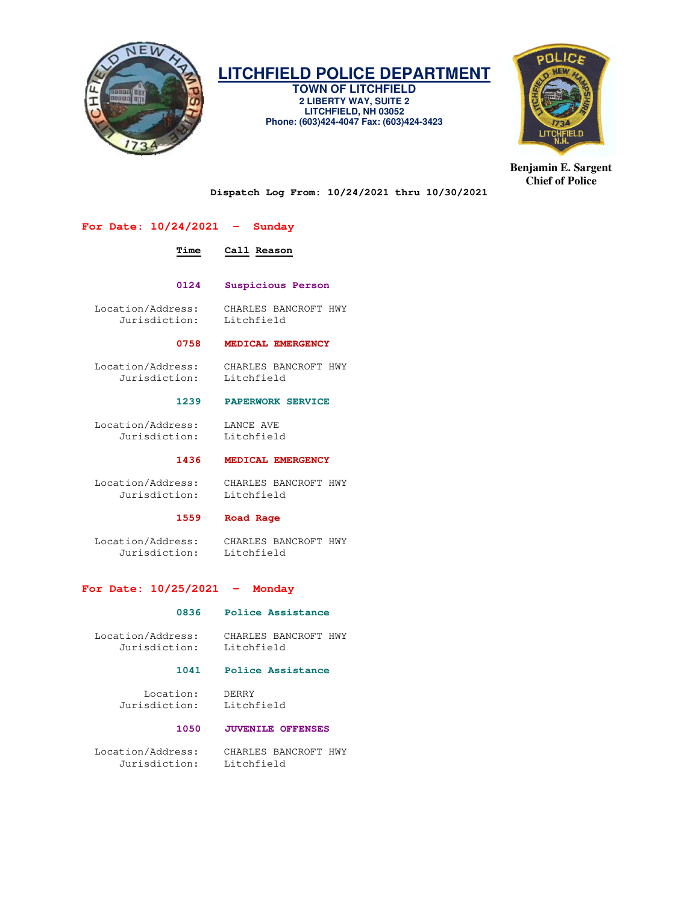# LITCHFIELD POLICE DEPARTMENT

**TOWN OF LITCHFIELD**
**2 LIBERTY WAY, SUITE 2**
**LITCHFIELD, NH 03052**
**Phone: (603)424-4047 Fax: (603)424-3423**

**Benjamin E. Sargent**
**Chief of Police**

**Dispatch Log From: 10/24/2021 thru 10/30/2021**

## For Date: 10/24/2021 - Sunday

| Time | Call Reason |
|---|---|

**0124** **Suspicious Person**

Location/Address: CHARLES BANCROFT HWY
Jurisdiction: Litchfield

**0758** **MEDICAL EMERGENCY**

Location/Address: CHARLES BANCROFT HWY
Jurisdiction: Litchfield

**1239** **PAPERWORK SERVICE**

Location/Address: LANCE AVE
Jurisdiction: Litchfield

**1436** **MEDICAL EMERGENCY**

Location/Address: CHARLES BANCROFT HWY
Jurisdiction: Litchfield

**1559** **Road Rage**

Location/Address: CHARLES BANCROFT HWY
Jurisdiction: Litchfield

## For Date: 10/25/2021 - Monday

**0836** **Police Assistance**

Location/Address: CHARLES BANCROFT HWY
Jurisdiction: Litchfield

**1041** **Police Assistance**

Location: DERRY
Jurisdiction: Litchfield

**1050** **JUVENILE OFFENSES**

Location/Address: CHARLES BANCROFT HWY
Jurisdiction: Litchfield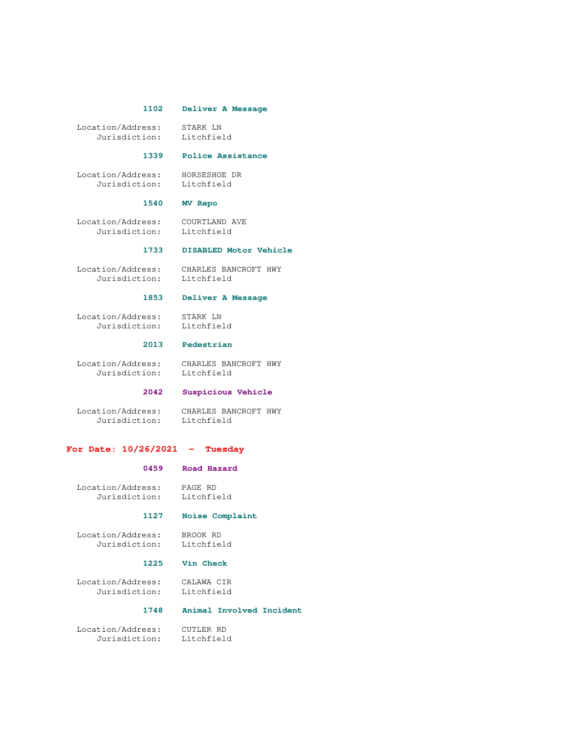**1102 Deliver A Message**

Location/Address: STARK LN
Jurisdiction: Litchfield

**1339 Police Assistance**

Location/Address: HORSESHOE DR
Jurisdiction: Litchfield

**1540 MV Repo**

Location/Address: COURTLAND AVE
Jurisdiction: Litchfield

**1733 DISABLED Motor Vehicle**

Location/Address: CHARLES BANCROFT HWY
Jurisdiction: Litchfield

**1853 Deliver A Message**

Location/Address: STARK LN
Jurisdiction: Litchfield

**2013 Pedestrian**

Location/Address: CHARLES BANCROFT HWY
Jurisdiction: Litchfield

**2042 Suspicious Vehicle**

Location/Address: CHARLES BANCROFT HWY
Jurisdiction: Litchfield

## For Date: 10/26/2021 - Tuesday

**0459 Road Hazard**

Location/Address: PAGE RD
Jurisdiction: Litchfield

**1127 Noise Complaint**

Location/Address: BROOK RD
Jurisdiction: Litchfield

**1225 Vin Check**

Location/Address: CALAWA CIR
Jurisdiction: Litchfield

**1748 Animal Involved Incident**

Location/Address: CUTLER RD
Jurisdiction: Litchfield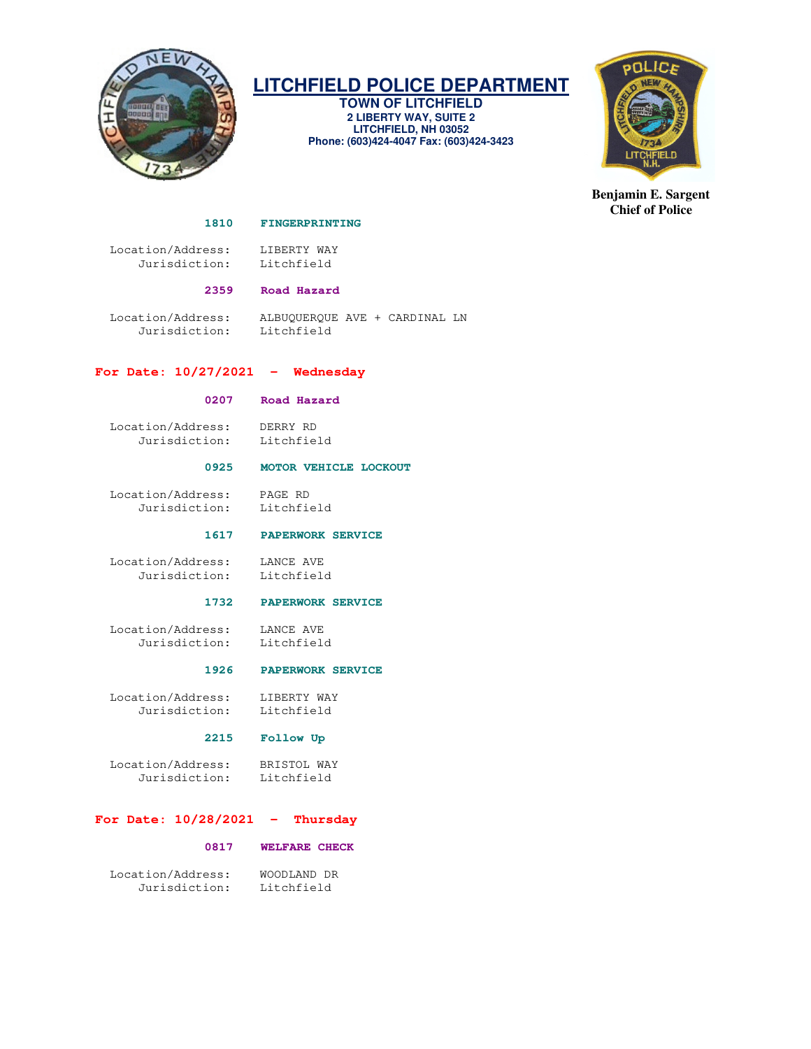**1810 FINGERPRINTING**

Location/Address: LIBERTY WAY
Jurisdiction: Litchfield

**2359 Road Hazard**

Location/Address: ALBUQUERQUE AVE + CARDINAL LN
Jurisdiction: Litchfield

## For Date: 10/27/2021 - Wednesday

**0207 Road Hazard**

Location/Address: DERRY RD
Jurisdiction: Litchfield

**0925 MOTOR VEHICLE LOCKOUT**

Location/Address: PAGE RD
Jurisdiction: Litchfield

**1617 PAPERWORK SERVICE**

Location/Address: LANCE AVE
Jurisdiction: Litchfield

**1732 PAPERWORK SERVICE**

Location/Address: LANCE AVE
Jurisdiction: Litchfield

**1926 PAPERWORK SERVICE**

Location/Address: LIBERTY WAY
Jurisdiction: Litchfield

**2215 Follow Up**

Location/Address: BRISTOL WAY
Jurisdiction: Litchfield

## For Date: 10/28/2021 - Thursday

**0817 WELFARE CHECK**

Location/Address: WOODLAND DR
Jurisdiction: Litchfield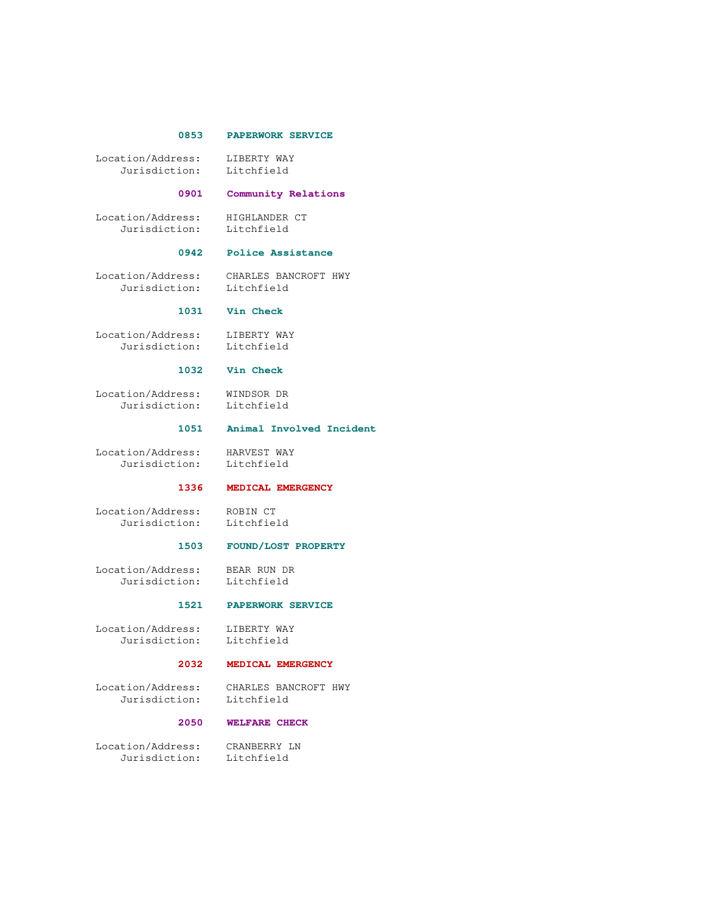**0853 PAPERWORK SERVICE**

Location/Address: LIBERTY WAY
Jurisdiction: Litchfield

**0901 Community Relations**

Location/Address: HIGHLANDER CT
Jurisdiction: Litchfield

**0942 Police Assistance**

Location/Address: CHARLES BANCROFT HWY
Jurisdiction: Litchfield

**1031 Vin Check**

Location/Address: LIBERTY WAY
Jurisdiction: Litchfield

**1032 Vin Check**

Location/Address: WINDSOR DR
Jurisdiction: Litchfield

**1051 Animal Involved Incident**

Location/Address: HARVEST WAY
Jurisdiction: Litchfield

**1336 MEDICAL EMERGENCY**

Location/Address: ROBIN CT
Jurisdiction: Litchfield

**1503 FOUND/LOST PROPERTY**

Location/Address: BEAR RUN DR
Jurisdiction: Litchfield

**1521 PAPERWORK SERVICE**

Location/Address: LIBERTY WAY
Jurisdiction: Litchfield

**2032 MEDICAL EMERGENCY**

Location/Address: CHARLES BANCROFT HWY
Jurisdiction: Litchfield

**2050 WELFARE CHECK**

Location/Address: CRANBERRY LN
Jurisdiction: Litchfield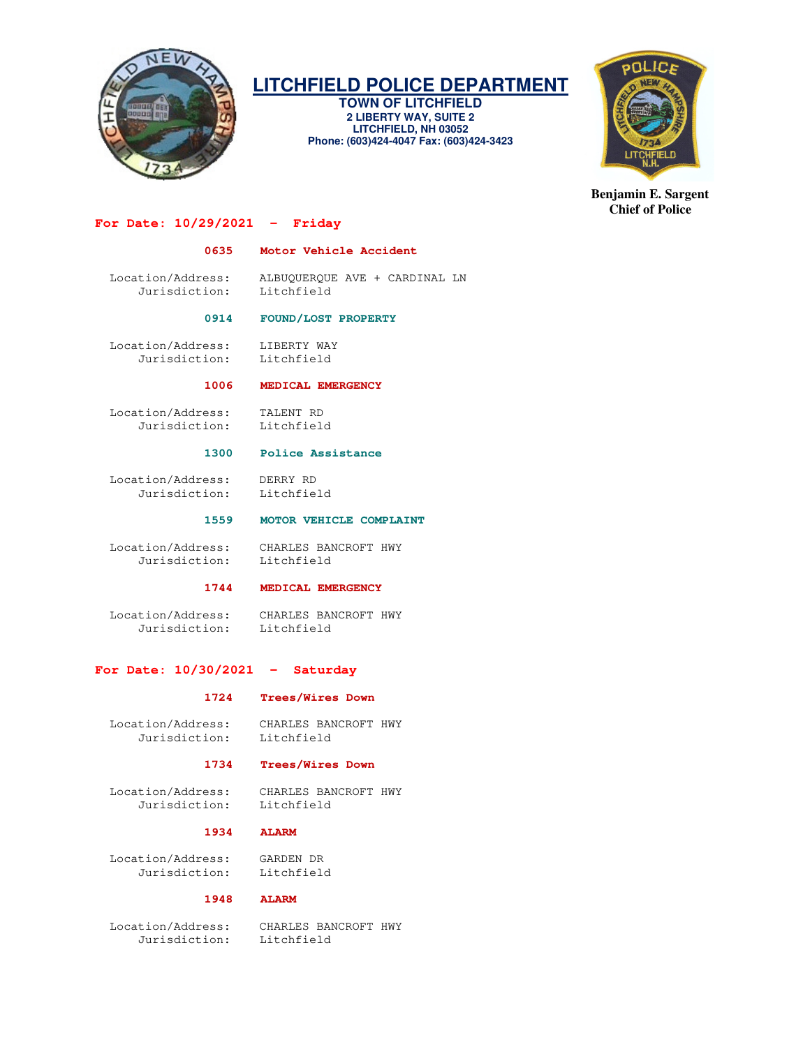# LITCHFIELD POLICE DEPARTMENT

**TOWN OF LITCHFIELD**
**2 LIBERTY WAY, SUITE 2**
**LITCHFIELD, NH 03052**
**Phone: (603)424-4047 Fax: (603)424-3423**

**Benjamin E. Sargent**
**Chief of Police**

## For Date: 10/29/2021 - Friday

### 0635 Motor Vehicle Accident

Location/Address: ALBUQUERQUE AVE + CARDINAL LN
Jurisdiction: Litchfield

### 0914 FOUND/LOST PROPERTY

Location/Address: LIBERTY WAY
Jurisdiction: Litchfield

### 1006 MEDICAL EMERGENCY

Location/Address: TALENT RD
Jurisdiction: Litchfield

### 1300 Police Assistance

Location/Address: DERRY RD
Jurisdiction: Litchfield

### 1559 MOTOR VEHICLE COMPLAINT

Location/Address: CHARLES BANCROFT HWY
Jurisdiction: Litchfield

### 1744 MEDICAL EMERGENCY

Location/Address: CHARLES BANCROFT HWY
Jurisdiction: Litchfield

## For Date: 10/30/2021 - Saturday

### 1724 Trees/Wires Down

Location/Address: CHARLES BANCROFT HWY
Jurisdiction: Litchfield

### 1734 Trees/Wires Down

Location/Address: CHARLES BANCROFT HWY
Jurisdiction: Litchfield

### 1934 ALARM

Location/Address: GARDEN DR
Jurisdiction: Litchfield

### 1948 ALARM

Location/Address: CHARLES BANCROFT HWY
Jurisdiction: Litchfield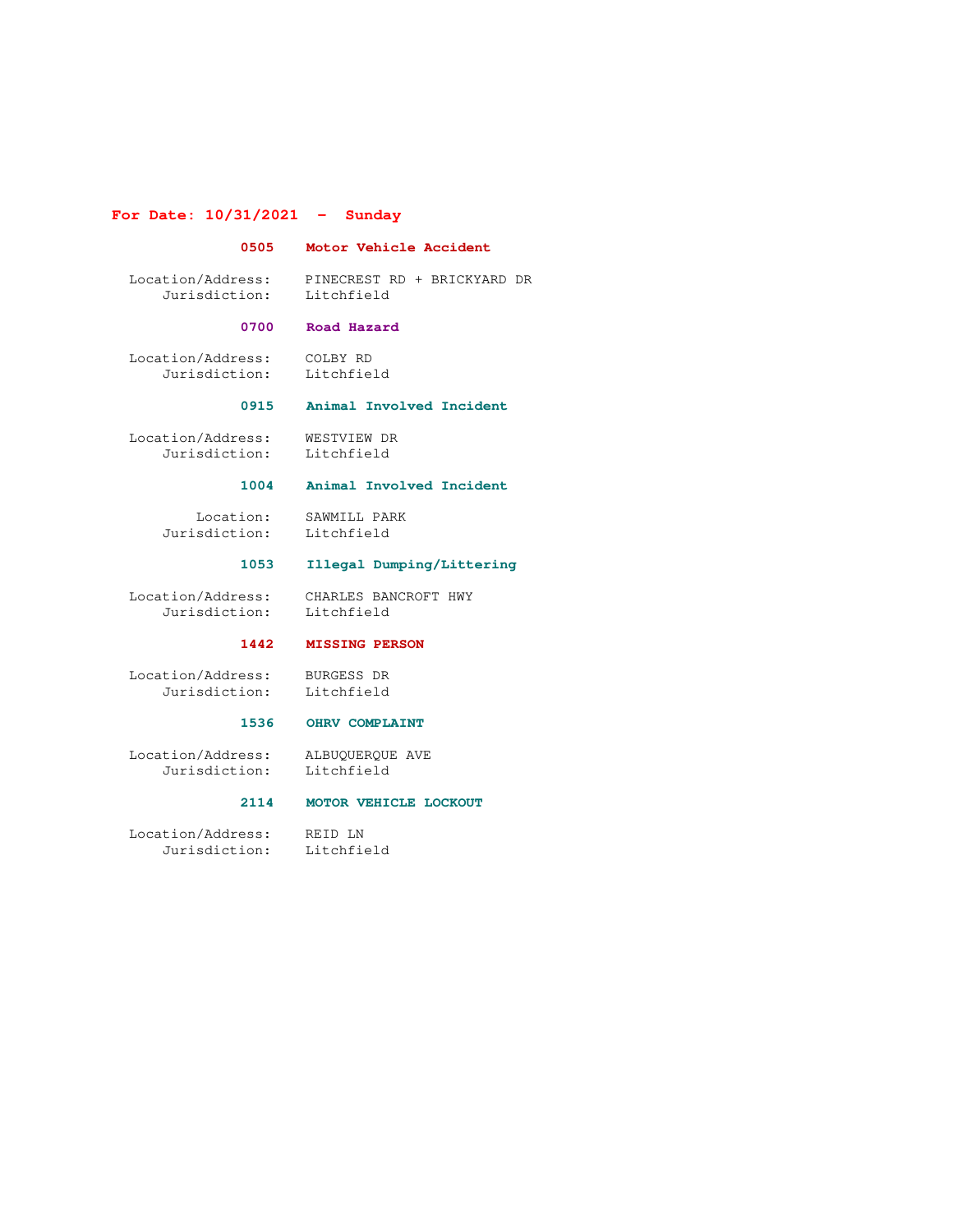## For Date: 10/31/2021 - Sunday

**0505 Motor Vehicle Accident**

Location/Address: PINECREST RD + BRICKYARD DR
Jurisdiction: Litchfield

**0700 Road Hazard**

Location/Address: COLBY RD
Jurisdiction: Litchfield

**0915 Animal Involved Incident**

Location/Address: WESTVIEW DR
Jurisdiction: Litchfield

**1004 Animal Involved Incident**

Location: SAWMILL PARK
Jurisdiction: Litchfield

**1053 Illegal Dumping/Littering**

Location/Address: CHARLES BANCROFT HWY
Jurisdiction: Litchfield

**1442 MISSING PERSON**

Location/Address: BURGESS DR
Jurisdiction: Litchfield

**1536 OHRV COMPLAINT**

Location/Address: ALBUQUERQUE AVE
Jurisdiction: Litchfield

**2114 MOTOR VEHICLE LOCKOUT**

Location/Address: REID LN
Jurisdiction: Litchfield